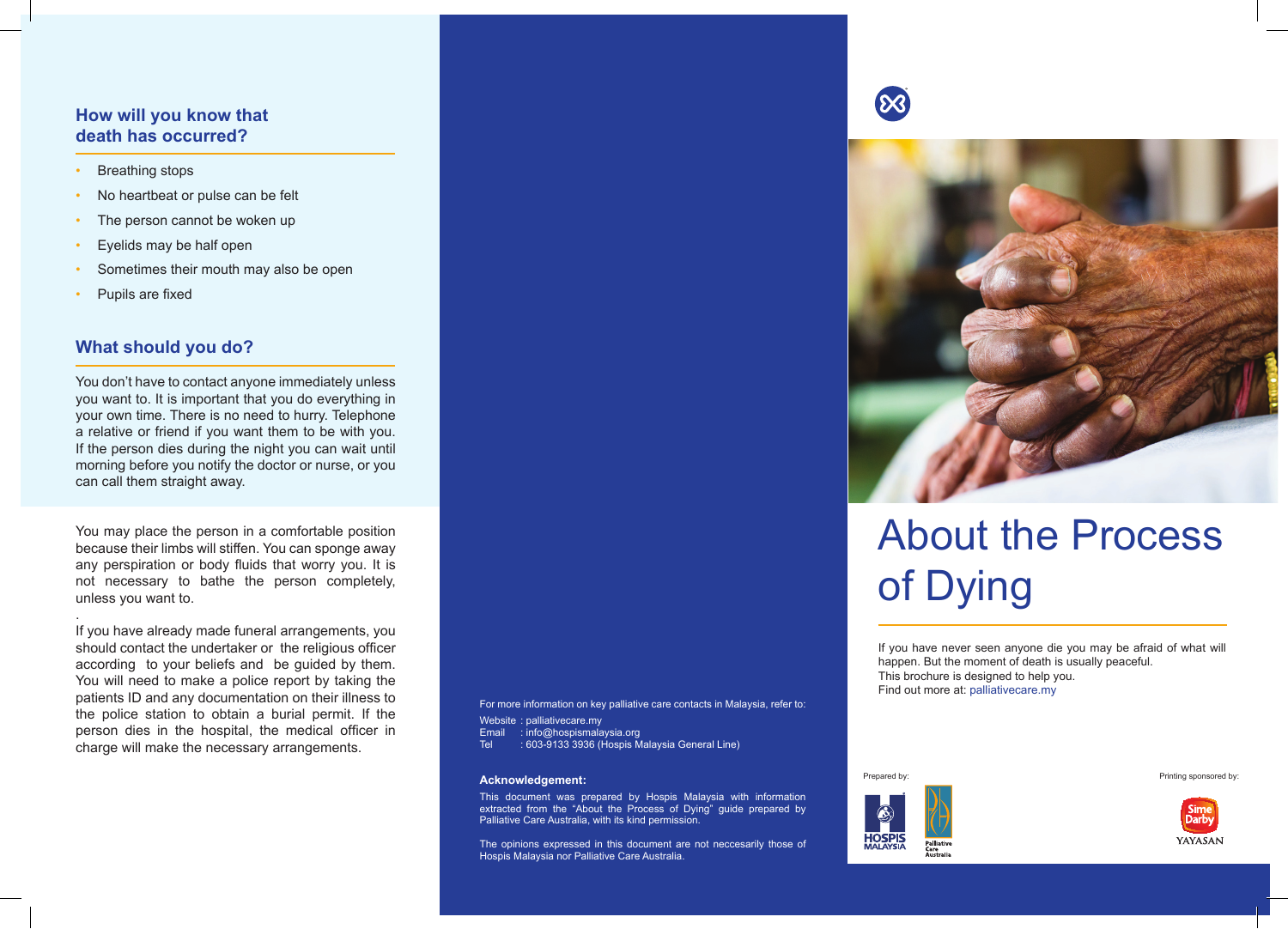## How will you know that death has occurred?

- Breathing stops
- No heartbeat or pulse can be felt
- The person cannot be woken up
- Eyelids may be half open
- Sometimes their mouth may also be open
- Pupils are fixed

## What should you do?

You don't have to contact anyone immediately unless you want to. It is important that you do everything in your own time. There is no need to hurry. Telephone a relative or friend if you want them to be with you. If the person dies during the night you can wait until morning before you notify the doctor or nurse, or you can call them straight away.

You may place the person in a comfortable position because their limbs will stiffen. You can sponge away any perspiration or body fluids that worry you. It is not necessary to bathe the person completely, unless you want to.

If you have already made funeral arrangements, you should contact the undertaker or the religious officer according to your beliefs and be guided by them. You will need to make a police report by taking the patients ID and any documentation on their illness to the police station to obtain a burial permit. If the person dies in the hospital, the medical officer in charge will make the necessary arrangements.

For more information on key palliative care contacts in Malaysia, refer to:

Website : palliativecare.my
Email : info@hospismalaysia.org
Tel : 603-9133 3936 (Hospis Malaysia General Line)

**Acknowledgement:**

This document was prepared by Hospis Malaysia with information extracted from the "About the Process of Dying" guide prepared by Palliative Care Australia, with its kind permission.

The opinions expressed in this document are not neccesarily those of Hospis Malaysia nor Palliative Care Australia.

# About the Process of Dying

If you have never seen anyone die you may be afraid of what will happen. But the moment of death is usually peaceful.
This brochure is designed to help you.
Find out more at: palliativecare.my

Prepared by: HOSPIS MALAYSIA, Palliative Care Australia

Printing sponsored by: Sime Darby YAYASAN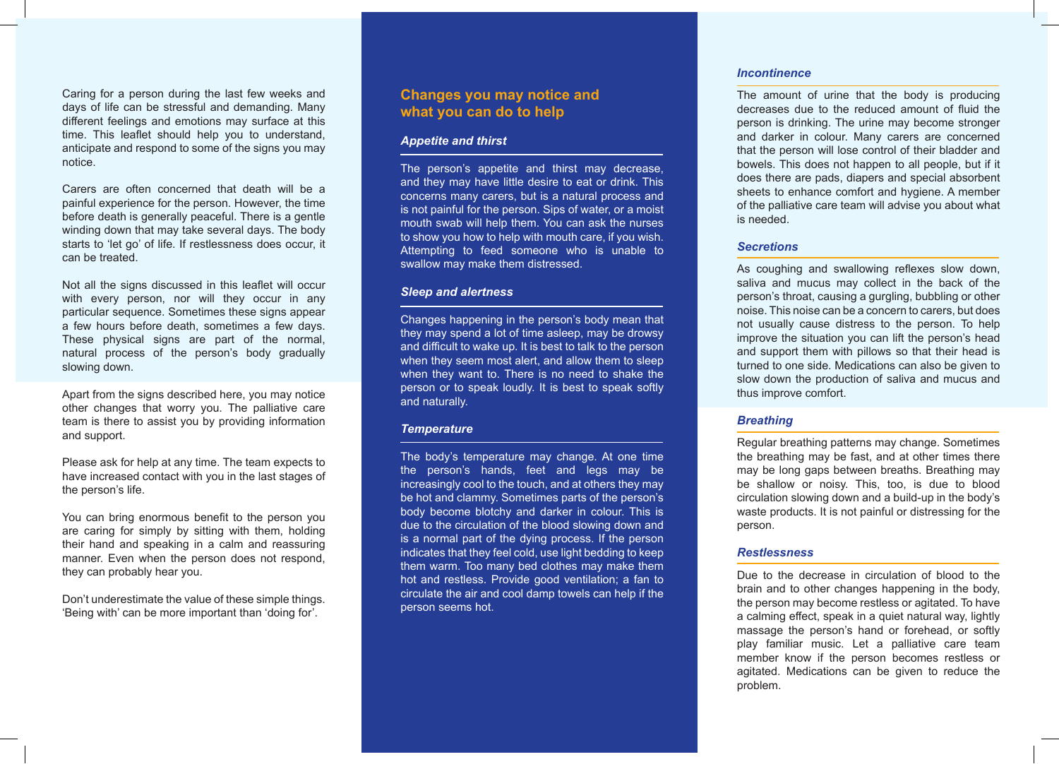Caring for a person during the last few weeks and days of life can be stressful and demanding. Many different feelings and emotions may surface at this time. This leaflet should help you to understand, anticipate and respond to some of the signs you may notice.

Carers are often concerned that death will be a painful experience for the person. However, the time before death is generally peaceful. There is a gentle winding down that may take several days. The body starts to 'let go' of life. If restlessness does occur, it can be treated.

Not all the signs discussed in this leaflet will occur with every person, nor will they occur in any particular sequence. Sometimes these signs appear a few hours before death, sometimes a few days. These physical signs are part of the normal, natural process of the person's body gradually slowing down.

Apart from the signs described here, you may notice other changes that worry you. The palliative care team is there to assist you by providing information and support.

Please ask for help at any time. The team expects to have increased contact with you in the last stages of the person's life.

You can bring enormous benefit to the person you are caring for simply by sitting with them, holding their hand and speaking in a calm and reassuring manner. Even when the person does not respond, they can probably hear you.

Don't underestimate the value of these simple things. 'Being with' can be more important than 'doing for'.

## Changes you may notice and what you can do to help

### *Appetite and thirst*

The person's appetite and thirst may decrease, and they may have little desire to eat or drink. This concerns many carers, but is a natural process and is not painful for the person. Sips of water, or a moist mouth swab will help them. You can ask the nurses to show you how to help with mouth care, if you wish. Attempting to feed someone who is unable to swallow may make them distressed.

### *Sleep and alertness*

Changes happening in the person's body mean that they may spend a lot of time asleep, may be drowsy and difficult to wake up. It is best to talk to the person when they seem most alert, and allow them to sleep when they want to. There is no need to shake the person or to speak loudly. It is best to speak softly and naturally.

### *Temperature*

The body's temperature may change. At one time the person's hands, feet and legs may be increasingly cool to the touch, and at others they may be hot and clammy. Sometimes parts of the person's body become blotchy and darker in colour. This is due to the circulation of the blood slowing down and is a normal part of the dying process. If the person indicates that they feel cold, use light bedding to keep them warm. Too many bed clothes may make them hot and restless. Provide good ventilation; a fan to circulate the air and cool damp towels can help if the person seems hot.

### *Incontinence*

The amount of urine that the body is producing decreases due to the reduced amount of fluid the person is drinking. The urine may become stronger and darker in colour. Many carers are concerned that the person will lose control of their bladder and bowels. This does not happen to all people, but if it does there are pads, diapers and special absorbent sheets to enhance comfort and hygiene. A member of the palliative care team will advise you about what is needed.

### *Secretions*

As coughing and swallowing reflexes slow down, saliva and mucus may collect in the back of the person's throat, causing a gurgling, bubbling or other noise. This noise can be a concern to carers, but does not usually cause distress to the person. To help improve the situation you can lift the person's head and support them with pillows so that their head is turned to one side. Medications can also be given to slow down the production of saliva and mucus and thus improve comfort.

### *Breathing*

Regular breathing patterns may change. Sometimes the breathing may be fast, and at other times there may be long gaps between breaths. Breathing may be shallow or noisy. This, too, is due to blood circulation slowing down and a build-up in the body's waste products. It is not painful or distressing for the person.

### *Restlessness*

Due to the decrease in circulation of blood to the brain and to other changes happening in the body, the person may become restless or agitated. To have a calming effect, speak in a quiet natural way, lightly massage the person's hand or forehead, or softly play familiar music. Let a palliative care team member know if the person becomes restless or agitated. Medications can be given to reduce the problem.